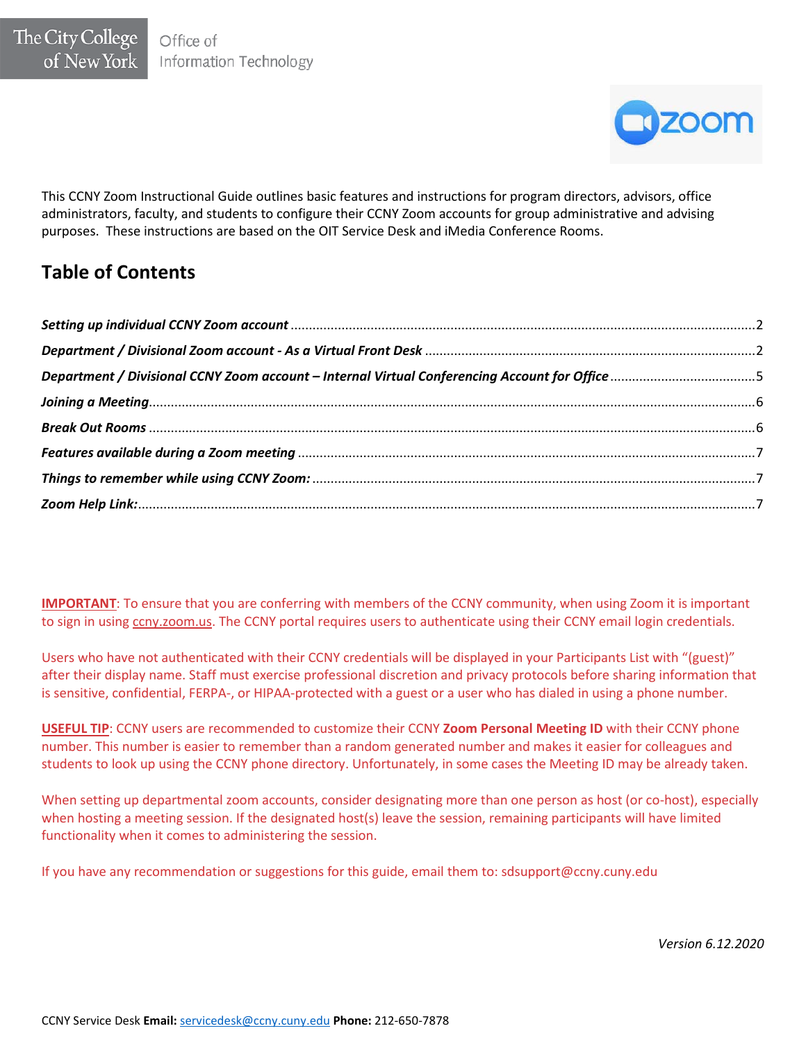The City College of New York — Office of Information Technology

This CCNY Zoom Instructional Guide outlines basic features and instructions for program directors, advisors, office administrators, faculty, and students to configure their CCNY Zoom accounts for group administrative and advising purposes. These instructions are based on the OIT Service Desk and iMedia Conference Rooms.

## Table of Contents

*Setting up individual CCNY Zoom account* ..... 2

*Department / Divisional Zoom account - As a Virtual Front Desk* ..... 2

*Department / Divisional CCNY Zoom account – Internal Virtual Conferencing Account for Office* ..... 5

*Joining a Meeting* ..... 6

*Break Out Rooms* ..... 6

*Features available during a Zoom meeting* ..... 7

*Things to remember while using CCNY Zoom:* ..... 7

*Zoom Help Link:* ..... 7

**IMPORTANT**: To ensure that you are conferring with members of the CCNY community, when using Zoom it is important to sign in using ccny.zoom.us. The CCNY portal requires users to authenticate using their CCNY email login credentials.

Users who have not authenticated with their CCNY credentials will be displayed in your Participants List with "(guest)" after their display name. Staff must exercise professional discretion and privacy protocols before sharing information that is sensitive, confidential, FERPA-, or HIPAA-protected with a guest or a user who has dialed in using a phone number.

**USEFUL TIP**: CCNY users are recommended to customize their CCNY **Zoom Personal Meeting ID** with their CCNY phone number. This number is easier to remember than a random generated number and makes it easier for colleagues and students to look up using the CCNY phone directory. Unfortunately, in some cases the Meeting ID may be already taken.

When setting up departmental zoom accounts, consider designating more than one person as host (or co-host), especially when hosting a meeting session. If the designated host(s) leave the session, remaining participants will have limited functionality when it comes to administering the session.

If you have any recommendation or suggestions for this guide, email them to: sdsupport@ccny.cuny.edu

*Version 6.12.2020*

CCNY Service Desk **Email:** servicedesk@ccny.cuny.edu **Phone:** 212-650-7878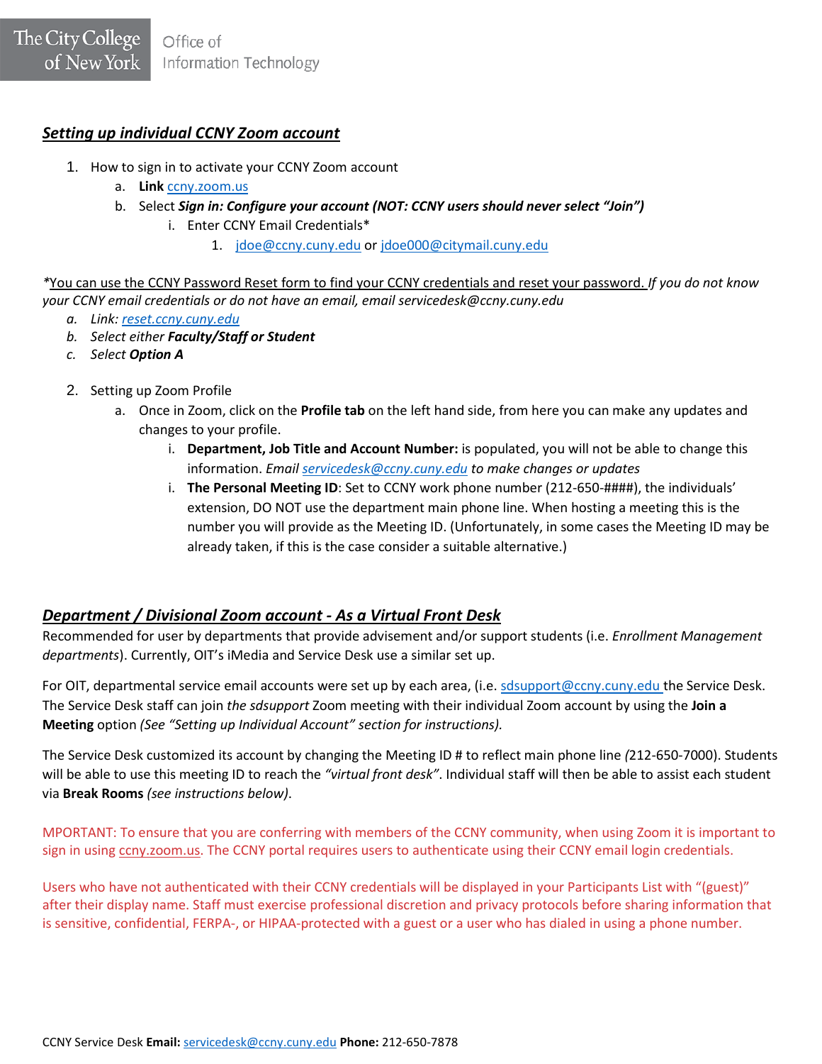## *Setting up individual CCNY Zoom account*

1. How to sign in to activate your CCNY Zoom account
   a. **Link** ccny.zoom.us
   b. Select ***Sign in: Configure your account (NOT: CCNY users should never select "Join")***
      i. Enter CCNY Email Credentials*
         1. jdoe@ccny.cuny.edu or jdoe000@citymail.cuny.edu

*You can use the CCNY Password Reset form to find your CCNY credentials and reset your password. *If you do not know your CCNY email credentials or do not have an email, email servicedesk@ccny.cuny.edu*

*a. Link: reset.ccny.cuny.edu*
*b. Select either **Faculty/Staff or Student***
*c. Select **Option A***

2. Setting up Zoom Profile
   a. Once in Zoom, click on the **Profile tab** on the left hand side, from here you can make any updates and changes to your profile.
      i. **Department, Job Title and Account Number:** is populated, you will not be able to change this information. *Email servicedesk@ccny.cuny.edu to make changes or updates*
      i. **The Personal Meeting ID**: Set to CCNY work phone number (212-650-####), the individuals' extension, DO NOT use the department main phone line. When hosting a meeting this is the number you will provide as the Meeting ID. (Unfortunately, in some cases the Meeting ID may be already taken, if this is the case consider a suitable alternative.)

## *Department / Divisional Zoom account - As a Virtual Front Desk*

Recommended for user by departments that provide advisement and/or support students (i.e. *Enrollment Management departments*). Currently, OIT's iMedia and Service Desk use a similar set up.

For OIT, departmental service email accounts were set up by each area, (i.e. sdsupport@ccny.cuny.edu the Service Desk. The Service Desk staff can join *the sdsupport* Zoom meeting with their individual Zoom account by using the **Join a Meeting** option *(See "Setting up Individual Account" section for instructions).*

The Service Desk customized its account by changing the Meeting ID # to reflect main phone line *(*212-650-7000). Students will be able to use this meeting ID to reach the *"virtual front desk"*. Individual staff will then be able to assist each student via **Break Rooms** *(see instructions below)*.

MPORTANT: To ensure that you are conferring with members of the CCNY community, when using Zoom it is important to sign in using ccny.zoom.us. The CCNY portal requires users to authenticate using their CCNY email login credentials.

Users who have not authenticated with their CCNY credentials will be displayed in your Participants List with "(guest)" after their display name. Staff must exercise professional discretion and privacy protocols before sharing information that is sensitive, confidential, FERPA-, or HIPAA-protected with a guest or a user who has dialed in using a phone number.

CCNY Service Desk **Email:** servicedesk@ccny.cuny.edu **Phone:** 212-650-7878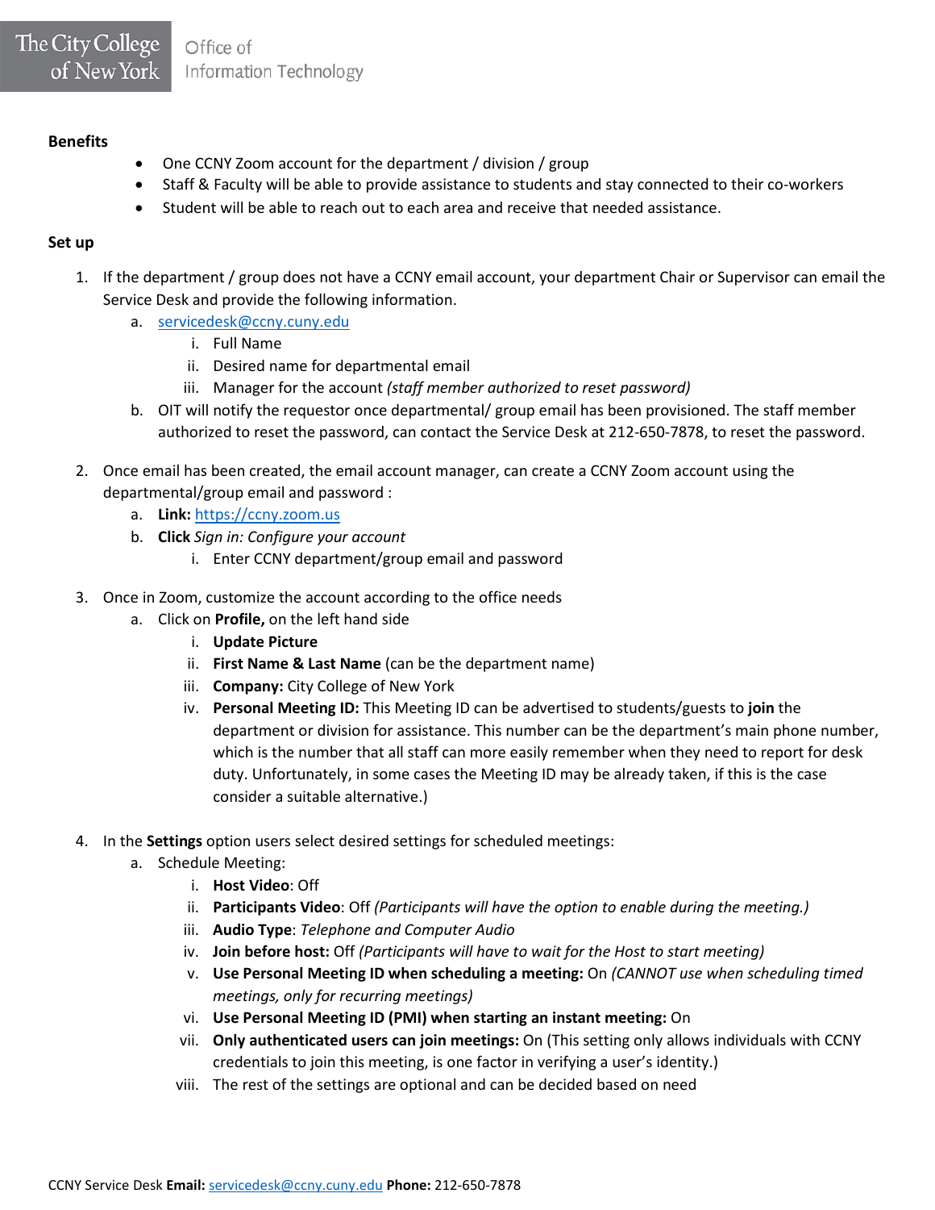**Benefits**

- One CCNY Zoom account for the department / division / group
- Staff & Faculty will be able to provide assistance to students and stay connected to their co-workers
- Student will be able to reach out to each area and receive that needed assistance.

**Set up**

1. If the department / group does not have a CCNY email account, your department Chair or Supervisor can email the Service Desk and provide the following information.
   a. servicedesk@ccny.cuny.edu
      i. Full Name
      ii. Desired name for departmental email
      iii. Manager for the account *(staff member authorized to reset password)*
   b. OIT will notify the requestor once departmental/ group email has been provisioned. The staff member authorized to reset the password, can contact the Service Desk at 212-650-7878, to reset the password.

2. Once email has been created, the email account manager, can create a CCNY Zoom account using the departmental/group email and password :
   a. **Link:** https://ccny.zoom.us
   b. **Click** *Sign in: Configure your account*
      i. Enter CCNY department/group email and password

3. Once in Zoom, customize the account according to the office needs
   a. Click on **Profile,** on the left hand side
      i. **Update Picture**
      ii. **First Name & Last Name** (can be the department name)
      iii. **Company:** City College of New York
      iv. **Personal Meeting ID:** This Meeting ID can be advertised to students/guests to **join** the department or division for assistance. This number can be the department's main phone number, which is the number that all staff can more easily remember when they need to report for desk duty. Unfortunately, in some cases the Meeting ID may be already taken, if this is the case consider a suitable alternative.)

4. In the **Settings** option users select desired settings for scheduled meetings:
   a. Schedule Meeting:
      i. **Host Video**: Off
      ii. **Participants Video**: Off *(Participants will have the option to enable during the meeting.)*
      iii. **Audio Type**: *Telephone and Computer Audio*
      iv. **Join before host:** Off *(Participants will have to wait for the Host to start meeting)*
      v. **Use Personal Meeting ID when scheduling a meeting:** On *(CANNOT use when scheduling timed meetings, only for recurring meetings)*
      vi. **Use Personal Meeting ID (PMI) when starting an instant meeting:** On
      vii. **Only authenticated users can join meetings:** On (This setting only allows individuals with CCNY credentials to join this meeting, is one factor in verifying a user's identity.)
      viii. The rest of the settings are optional and can be decided based on need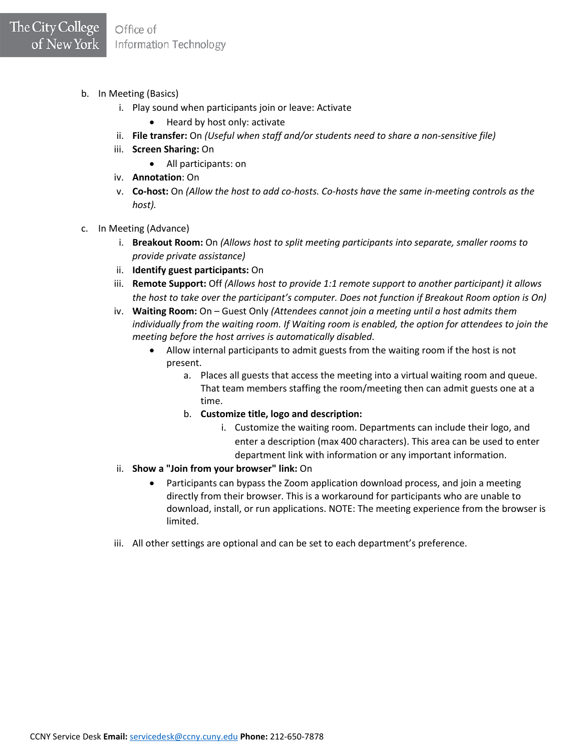b. In Meeting (Basics)

   i. Play sound when participants join or leave: Activate
      - Heard by host only: activate

   ii. **File transfer:** On *(Useful when staff and/or students need to share a non-sensitive file)*

   iii. **Screen Sharing:** On
      - All participants: on

   iv. **Annotation**: On

   v. **Co-host:** On *(Allow the host to add co-hosts. Co-hosts have the same in-meeting controls as the host).*

c. In Meeting (Advance)

   i. **Breakout Room:** On *(Allows host to split meeting participants into separate, smaller rooms to provide private assistance)*

   ii. **Identify guest participants:** On

   iii. **Remote Support:** Off *(Allows host to provide 1:1 remote support to another participant) it allows the host to take over the participant's computer. Does not function if Breakout Room option is On)*

   iv. **Waiting Room:** On – Guest Only *(Attendees cannot join a meeting until a host admits them individually from the waiting room. If Waiting room is enabled, the option for attendees to join the meeting before the host arrives is automatically disabled.*
      - Allow internal participants to admit guests from the waiting room if the host is not present.
         a. Places all guests that access the meeting into a virtual waiting room and queue. That team members staffing the room/meeting then can admit guests one at a time.
         b. **Customize title, logo and description:**
            i. Customize the waiting room. Departments can include their logo, and enter a description (max 400 characters). This area can be used to enter department link with information or any important information.

   ii. **Show a "Join from your browser" link:** On
      - Participants can bypass the Zoom application download process, and join a meeting directly from their browser. This is a workaround for participants who are unable to download, install, or run applications. NOTE: The meeting experience from the browser is limited.

   iii. All other settings are optional and can be set to each department's preference.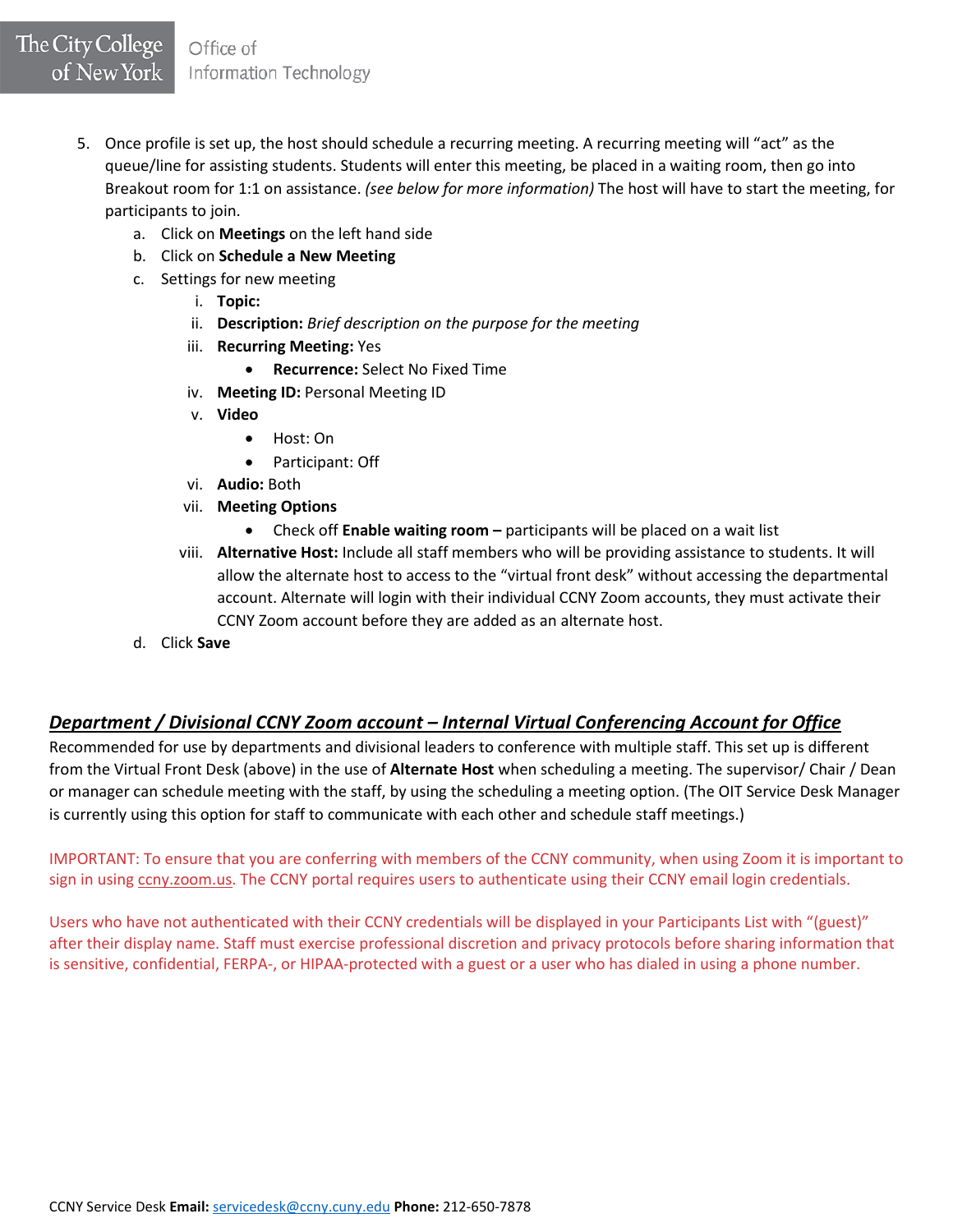5. Once profile is set up, the host should schedule a recurring meeting. A recurring meeting will "act" as the queue/line for assisting students. Students will enter this meeting, be placed in a waiting room, then go into Breakout room for 1:1 on assistance. *(see below for more information)* The host will have to start the meeting, for participants to join.
    a. Click on **Meetings** on the left hand side
    b. Click on **Schedule a New Meeting**
    c. Settings for new meeting
        i. **Topic:**
        ii. **Description:** *Brief description on the purpose for the meeting*
        iii. **Recurring Meeting:** Yes
            - **Recurrence:** Select No Fixed Time
        iv. **Meeting ID:** Personal Meeting ID
        v. **Video**
            - Host: On
            - Participant: Off
        vi. **Audio:** Both
        vii. **Meeting Options**
            - Check off **Enable waiting room –** participants will be placed on a wait list
        viii. **Alternative Host:** Include all staff members who will be providing assistance to students. It will allow the alternate host to access to the "virtual front desk" without accessing the departmental account. Alternate will login with their individual CCNY Zoom accounts, they must activate their CCNY Zoom account before they are added as an alternate host.
    d. Click **Save**

## ***Department / Divisional CCNY Zoom account – Internal Virtual Conferencing Account for Office***

Recommended for use by departments and divisional leaders to conference with multiple staff. This set up is different from the Virtual Front Desk (above) in the use of **Alternate Host** when scheduling a meeting. The supervisor/ Chair / Dean or manager can schedule meeting with the staff, by using the scheduling a meeting option. (The OIT Service Desk Manager is currently using this option for staff to communicate with each other and schedule staff meetings.)

IMPORTANT: To ensure that you are conferring with members of the CCNY community, when using Zoom it is important to sign in using ccny.zoom.us. The CCNY portal requires users to authenticate using their CCNY email login credentials.

Users who have not authenticated with their CCNY credentials will be displayed in your Participants List with "(guest)" after their display name. Staff must exercise professional discretion and privacy protocols before sharing information that is sensitive, confidential, FERPA-, or HIPAA-protected with a guest or a user who has dialed in using a phone number.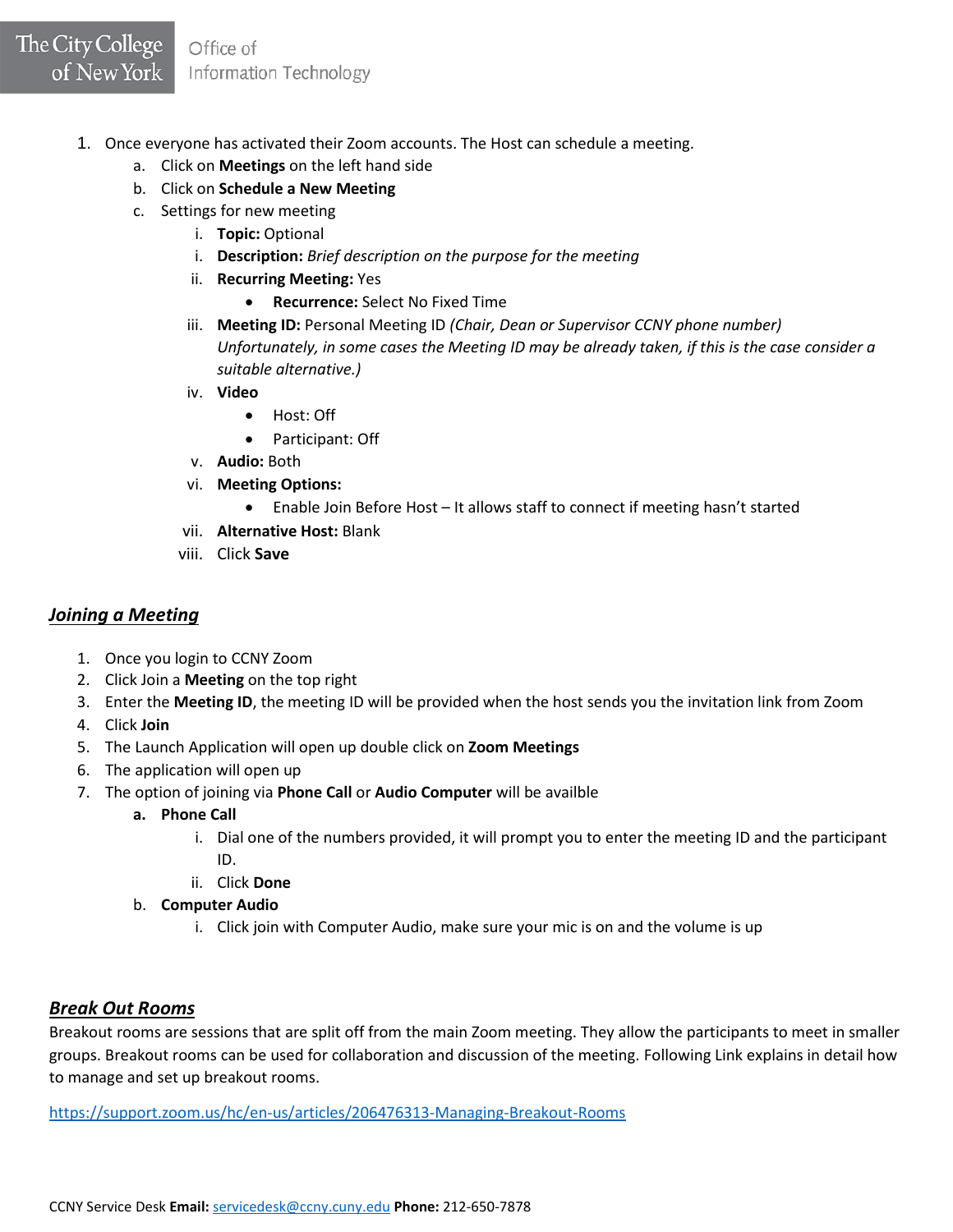1. Once everyone has activated their Zoom accounts. The Host can schedule a meeting.
   a. Click on **Meetings** on the left hand side
   b. Click on **Schedule a New Meeting**
   c. Settings for new meeting
      i. **Topic:** Optional
      i. **Description:** *Brief description on the purpose for the meeting*
      ii. **Recurring Meeting:** Yes
         - **Recurrence:** Select No Fixed Time
      iii. **Meeting ID:** Personal Meeting ID *(Chair, Dean or Supervisor CCNY phone number) Unfortunately, in some cases the Meeting ID may be already taken, if this is the case consider a suitable alternative.)*
      iv. **Video**
         - Host: Off
         - Participant: Off
      v. **Audio:** Both
      vi. **Meeting Options:**
         - Enable Join Before Host – It allows staff to connect if meeting hasn't started
      vii. **Alternative Host:** Blank
      viii. Click **Save**

## *Joining a Meeting*

1. Once you login to CCNY Zoom
2. Click Join a **Meeting** on the top right
3. Enter the **Meeting ID**, the meeting ID will be provided when the host sends you the invitation link from Zoom
4. Click **Join**
5. The Launch Application will open up double click on **Zoom Meetings**
6. The application will open up
7. The option of joining via **Phone Call** or **Audio Computer** will be availble
   a. **Phone Call**
      i. Dial one of the numbers provided, it will prompt you to enter the meeting ID and the participant ID.
      ii. Click **Done**
   b. **Computer Audio**
      i. Click join with Computer Audio, make sure your mic is on and the volume is up

## *Break Out Rooms*

Breakout rooms are sessions that are split off from the main Zoom meeting. They allow the participants to meet in smaller groups. Breakout rooms can be used for collaboration and discussion of the meeting. Following Link explains in detail how to manage and set up breakout rooms.

https://support.zoom.us/hc/en-us/articles/206476313-Managing-Breakout-Rooms

CCNY Service Desk **Email:** servicedesk@ccny.cuny.edu **Phone:** 212-650-7878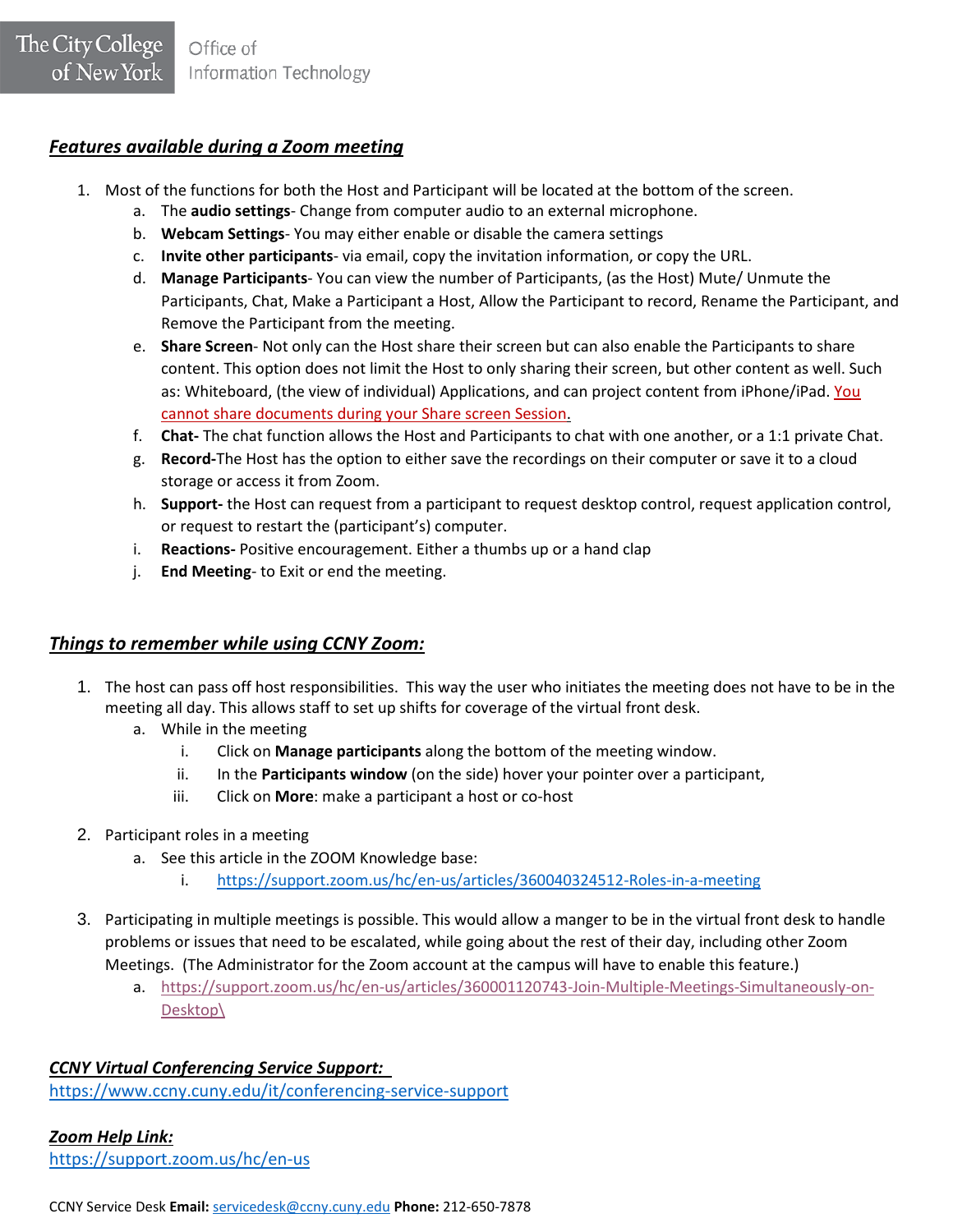The City College of New York | Office of Information Technology

## ***Features available during a Zoom meeting***

1. Most of the functions for both the Host and Participant will be located at the bottom of the screen.
   a. The **audio settings**- Change from computer audio to an external microphone.
   b. **Webcam Settings**- You may either enable or disable the camera settings
   c. **Invite other participants**- via email, copy the invitation information, or copy the URL.
   d. **Manage Participants**- You can view the number of Participants, (as the Host) Mute/ Unmute the Participants, Chat, Make a Participant a Host, Allow the Participant to record, Rename the Participant, and Remove the Participant from the meeting.
   e. **Share Screen**- Not only can the Host share their screen but can also enable the Participants to share content. This option does not limit the Host to only sharing their screen, but other content as well. Such as: Whiteboard, (the view of individual) Applications, and can project content from iPhone/iPad. You cannot share documents during your Share screen Session.
   f. **Chat-** The chat function allows the Host and Participants to chat with one another, or a 1:1 private Chat.
   g. **Record-**The Host has the option to either save the recordings on their computer or save it to a cloud storage or access it from Zoom.
   h. **Support-** the Host can request from a participant to request desktop control, request application control, or request to restart the (participant's) computer.
   i. **Reactions-** Positive encouragement. Either a thumbs up or a hand clap
   j. **End Meeting**- to Exit or end the meeting.

## ***Things to remember while using CCNY Zoom:***

1. The host can pass off host responsibilities. This way the user who initiates the meeting does not have to be in the meeting all day. This allows staff to set up shifts for coverage of the virtual front desk.
   a. While in the meeting
      i. Click on **Manage participants** along the bottom of the meeting window.
      ii. In the **Participants window** (on the side) hover your pointer over a participant,
      iii. Click on **More**: make a participant a host or co-host
2. Participant roles in a meeting
   a. See this article in the ZOOM Knowledge base:
      i. https://support.zoom.us/hc/en-us/articles/360040324512-Roles-in-a-meeting
3. Participating in multiple meetings is possible. This would allow a manger to be in the virtual front desk to handle problems or issues that need to be escalated, while going about the rest of their day, including other Zoom Meetings. (The Administrator for the Zoom account at the campus will have to enable this feature.)
   a. https://support.zoom.us/hc/en-us/articles/360001120743-Join-Multiple-Meetings-Simultaneously-on-Desktop\

***CCNY Virtual Conferencing Service Support:***
https://www.ccny.cuny.edu/it/conferencing-service-support

***Zoom Help Link:***
https://support.zoom.us/hc/en-us

CCNY Service Desk **Email:** servicedesk@ccny.cuny.edu **Phone:** 212-650-7878